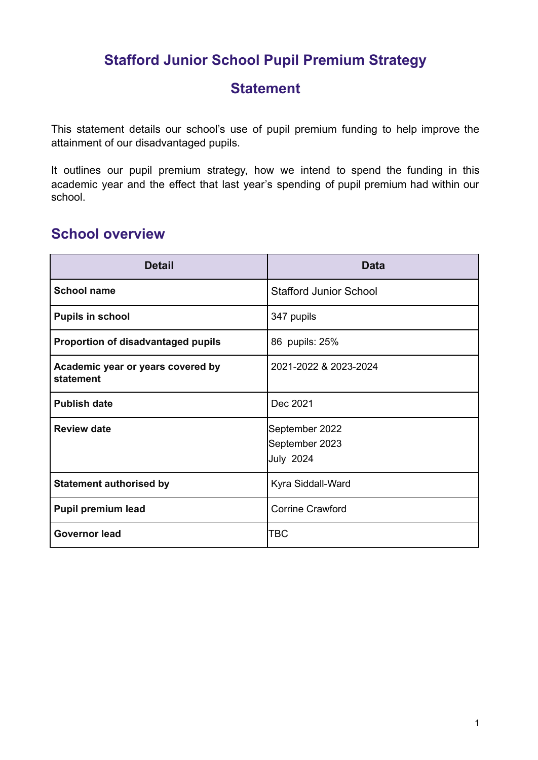# Stafford Junior School Pupil Premium Strategy Statement

This statement details our school's use of pupil premium funding to help improve the attainment of our disadvantaged pupils.

It outlines our pupil premium strategy, how we intend to spend the funding in this academic year and the effect that last year's spending of pupil premium had within our school.

## School overview

| Detail | Data |
|---|---|
| **School name** | Stafford Junior School |
| **Pupils in school** | 347 pupils |
| **Proportion of disadvantaged pupils** | 86 pupils: 25% |
| **Academic year or years covered by statement** | 2021-2022 & 2023-2024 |
| **Publish date** | Dec 2021 |
| **Review date** | September 2022<br>September 2023<br>July 2024 |
| **Statement authorised by** | Kyra Siddall-Ward |
| **Pupil premium lead** | Corrine Crawford |
| **Governor lead** | TBC |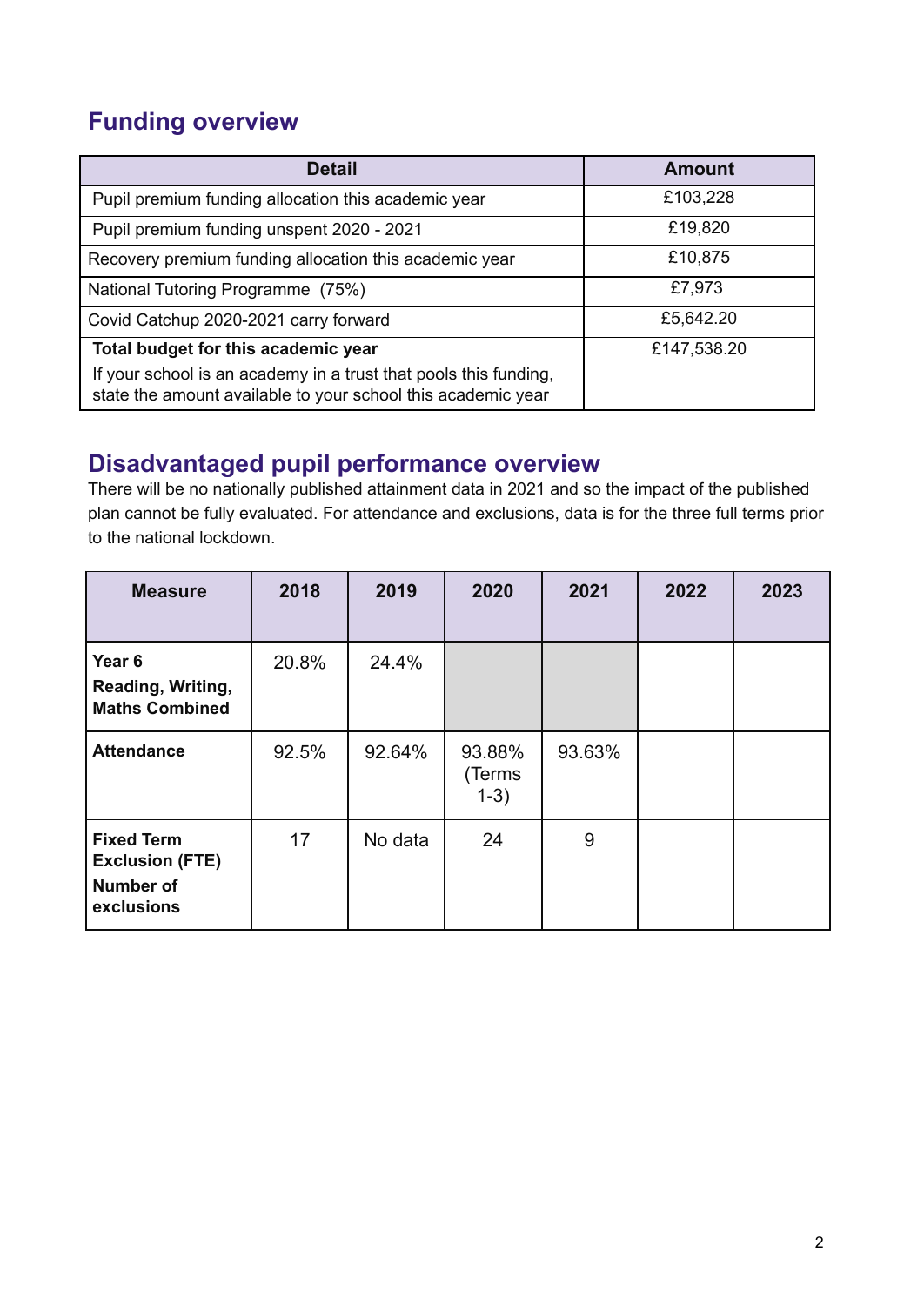## Funding overview

| Detail | Amount |
|---|---|
| Pupil premium funding allocation this academic year | £103,228 |
| Pupil premium funding unspent 2020 - 2021 | £19,820 |
| Recovery premium funding allocation this academic year | £10,875 |
| National Tutoring Programme (75%) | £7,973 |
| Covid Catchup 2020-2021 carry forward | £5,642.20 |
| **Total budget for this academic year**<br>If your school is an academy in a trust that pools this funding, state the amount available to your school this academic year | £147,538.20 |

## Disadvantaged pupil performance overview

There will be no nationally published attainment data in 2021 and so the impact of the published plan cannot be fully evaluated. For attendance and exclusions, data is for the three full terms prior to the national lockdown.

| Measure | 2018 | 2019 | 2020 | 2021 | 2022 | 2023 |
|---|---|---|---|---|---|---|
| **Year 6 Reading, Writing, Maths Combined** | 20.8% | 24.4% | | | | |
| **Attendance** | 92.5% | 92.64% | 93.88% (Terms 1-3) | 93.63% | | |
| **Fixed Term Exclusion (FTE) Number of exclusions** | 17 | No data | 24 | 9 | | |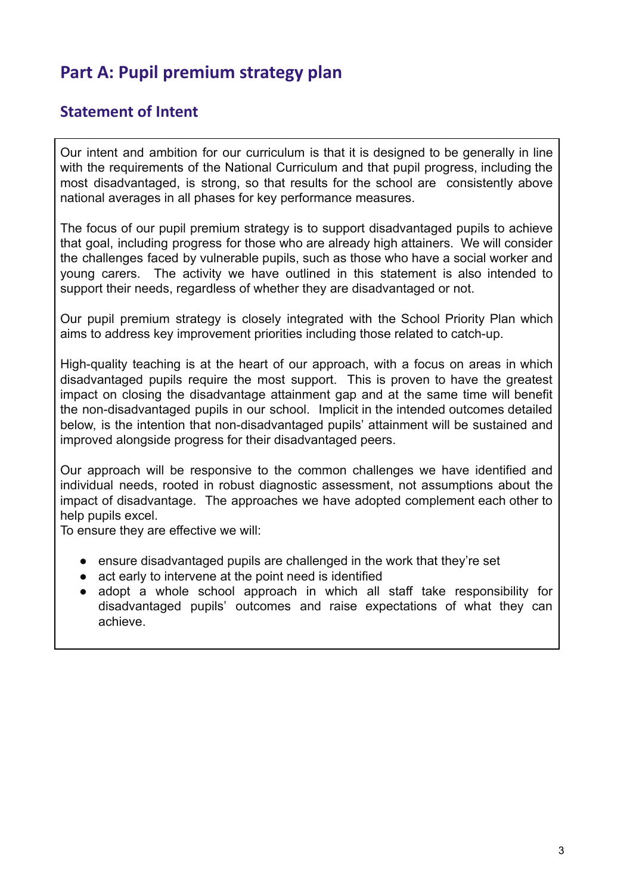# Part A: Pupil premium strategy plan

## Statement of Intent

Our intent and ambition for our curriculum is that it is designed to be generally in line with the requirements of the National Curriculum and that pupil progress, including the most disadvantaged, is strong, so that results for the school are consistently above national averages in all phases for key performance measures.

The focus of our pupil premium strategy is to support disadvantaged pupils to achieve that goal, including progress for those who are already high attainers. We will consider the challenges faced by vulnerable pupils, such as those who have a social worker and young carers. The activity we have outlined in this statement is also intended to support their needs, regardless of whether they are disadvantaged or not.

Our pupil premium strategy is closely integrated with the School Priority Plan which aims to address key improvement priorities including those related to catch-up.

High-quality teaching is at the heart of our approach, with a focus on areas in which disadvantaged pupils require the most support. This is proven to have the greatest impact on closing the disadvantage attainment gap and at the same time will benefit the non-disadvantaged pupils in our school. Implicit in the intended outcomes detailed below, is the intention that non-disadvantaged pupils' attainment will be sustained and improved alongside progress for their disadvantaged peers.

Our approach will be responsive to the common challenges we have identified and individual needs, rooted in robust diagnostic assessment, not assumptions about the impact of disadvantage. The approaches we have adopted complement each other to help pupils excel.
To ensure they are effective we will:

- ensure disadvantaged pupils are challenged in the work that they're set
- act early to intervene at the point need is identified
- adopt a whole school approach in which all staff take responsibility for disadvantaged pupils' outcomes and raise expectations of what they can achieve.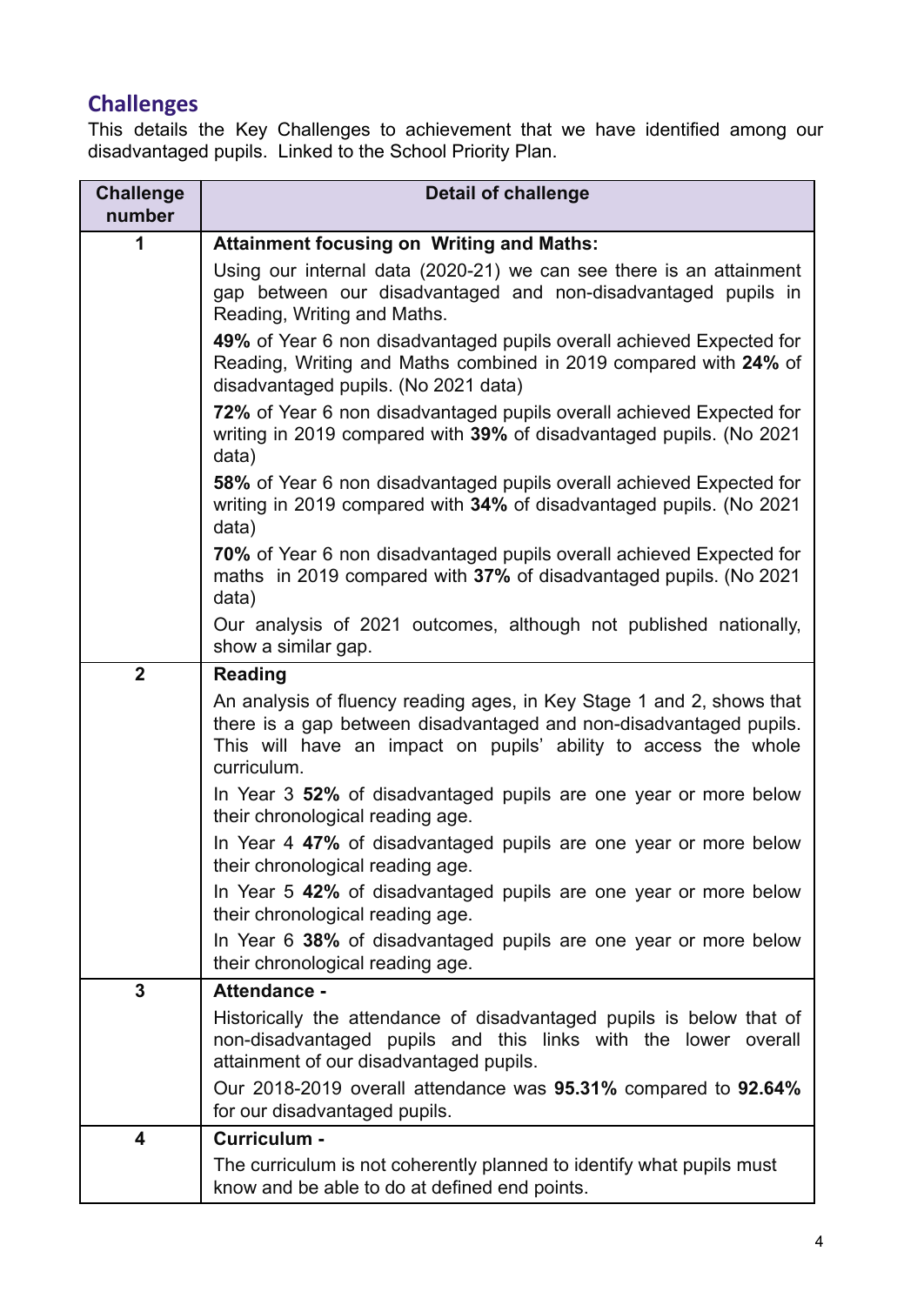## Challenges

This details the Key Challenges to achievement that we have identified among our disadvantaged pupils. Linked to the School Priority Plan.

| Challenge number | Detail of challenge |
|---|---|
| 1 | **Attainment focusing on Writing and Maths:**<br>Using our internal data (2020-21) we can see there is an attainment gap between our disadvantaged and non-disadvantaged pupils in Reading, Writing and Maths.<br>**49%** of Year 6 non disadvantaged pupils overall achieved Expected for Reading, Writing and Maths combined in 2019 compared with **24%** of disadvantaged pupils. (No 2021 data)<br>**72%** of Year 6 non disadvantaged pupils overall achieved Expected for writing in 2019 compared with **39%** of disadvantaged pupils. (No 2021 data)<br>**58%** of Year 6 non disadvantaged pupils overall achieved Expected for writing in 2019 compared with **34%** of disadvantaged pupils. (No 2021 data)<br>**70%** of Year 6 non disadvantaged pupils overall achieved Expected for maths in 2019 compared with **37%** of disadvantaged pupils. (No 2021 data)<br>Our analysis of 2021 outcomes, although not published nationally, show a similar gap. |
| 2 | **Reading**<br>An analysis of fluency reading ages, in Key Stage 1 and 2, shows that there is a gap between disadvantaged and non-disadvantaged pupils. This will have an impact on pupils' ability to access the whole curriculum.<br>In Year 3 **52%** of disadvantaged pupils are one year or more below their chronological reading age.<br>In Year 4 **47%** of disadvantaged pupils are one year or more below their chronological reading age.<br>In Year 5 **42%** of disadvantaged pupils are one year or more below their chronological reading age.<br>In Year 6 **38%** of disadvantaged pupils are one year or more below their chronological reading age. |
| 3 | **Attendance -**<br>Historically the attendance of disadvantaged pupils is below that of non-disadvantaged pupils and this links with the lower overall attainment of our disadvantaged pupils.<br>Our 2018-2019 overall attendance was **95.31%** compared to **92.64%** for our disadvantaged pupils. |
| 4 | **Curriculum -**<br>The curriculum is not coherently planned to identify what pupils must know and be able to do at defined end points. |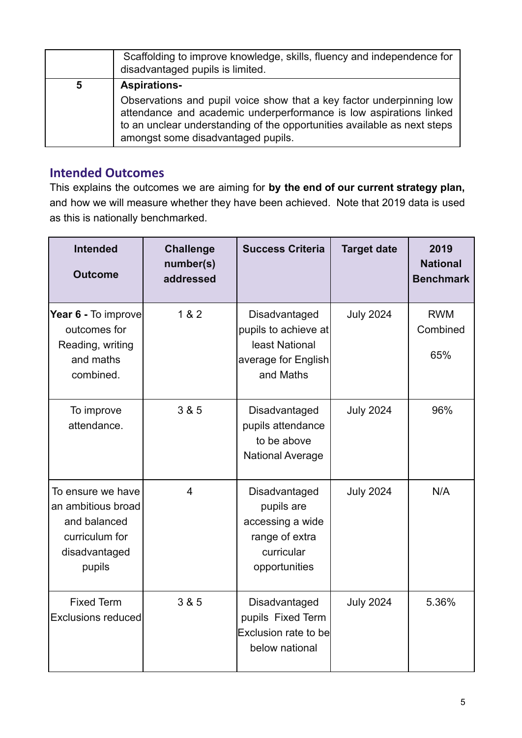|  | Scaffolding to improve knowledge, skills, fluency and independence for disadvantaged pupils is limited. |
|---|---|
| 5 | **Aspirations-** Observations and pupil voice show that a key factor underpinning low attendance and academic underperformance is low aspirations linked to an unclear understanding of the opportunities available as next steps amongst some disadvantaged pupils. |

## Intended Outcomes

This explains the outcomes we are aiming for **by the end of our current strategy plan,** and how we will measure whether they have been achieved. Note that 2019 data is used as this is nationally benchmarked.

| Intended Outcome | Challenge number(s) addressed | Success Criteria | Target date | 2019 National Benchmark |
|---|---|---|---|---|
| **Year 6 -** To improve outcomes for Reading, writing and maths combined. | 1 & 2 | Disadvantaged pupils to achieve at least National average for English and Maths | July 2024 | RWM Combined 65% |
| To improve attendance. | 3 & 5 | Disadvantaged pupils attendance to be above National Average | July 2024 | 96% |
| To ensure we have an ambitious broad and balanced curriculum for disadvantaged pupils | 4 | Disadvantaged pupils are accessing a wide range of extra curricular opportunities | July 2024 | N/A |
| Fixed Term Exclusions reduced | 3 & 5 | Disadvantaged pupils Fixed Term Exclusion rate to be below national | July 2024 | 5.36% |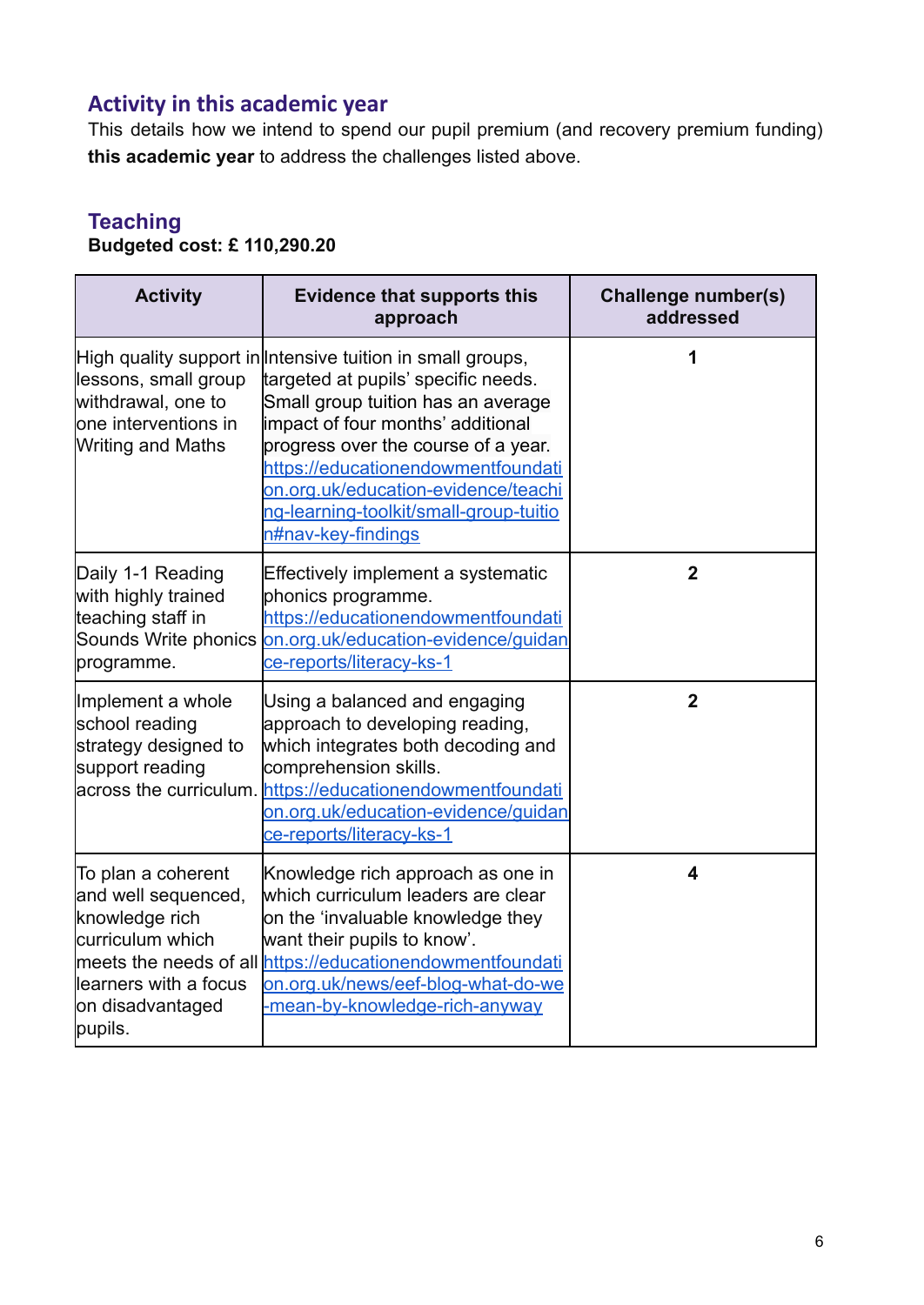## Activity in this academic year

This details how we intend to spend our pupil premium (and recovery premium funding) **this academic year** to address the challenges listed above.

### Teaching

**Budgeted cost: £ 110,290.20**

| Activity | Evidence that supports this approach | Challenge number(s) addressed |
|---|---|---|
| High quality support in lessons, small group withdrawal, one to one interventions in Writing and Maths | Intensive tuition in small groups, targeted at pupils' specific needs. Small group tuition has an average impact of four months' additional progress over the course of a year. https://educationendowmentfoundation.org.uk/education-evidence/teaching-learning-toolkit/small-group-tuition#nav-key-findings | 1 |
| Daily 1-1 Reading with highly trained teaching staff in Sounds Write phonics programme. | Effectively implement a systematic phonics programme. https://educationendowmentfoundation.org.uk/education-evidence/guidance-reports/literacy-ks-1 | 2 |
| Implement a whole school reading strategy designed to support reading across the curriculum. | Using a balanced and engaging approach to developing reading, which integrates both decoding and comprehension skills. https://educationendowmentfoundation.org.uk/education-evidence/guidance-reports/literacy-ks-1 | 2 |
| To plan a coherent and well sequenced, knowledge rich curriculum which meets the needs of all learners with a focus on disadvantaged pupils. | Knowledge rich approach as one in which curriculum leaders are clear on the 'invaluable knowledge they want their pupils to know'. https://educationendowmentfoundation.org.uk/news/eef-blog-what-do-we-mean-by-knowledge-rich-anyway | 4 |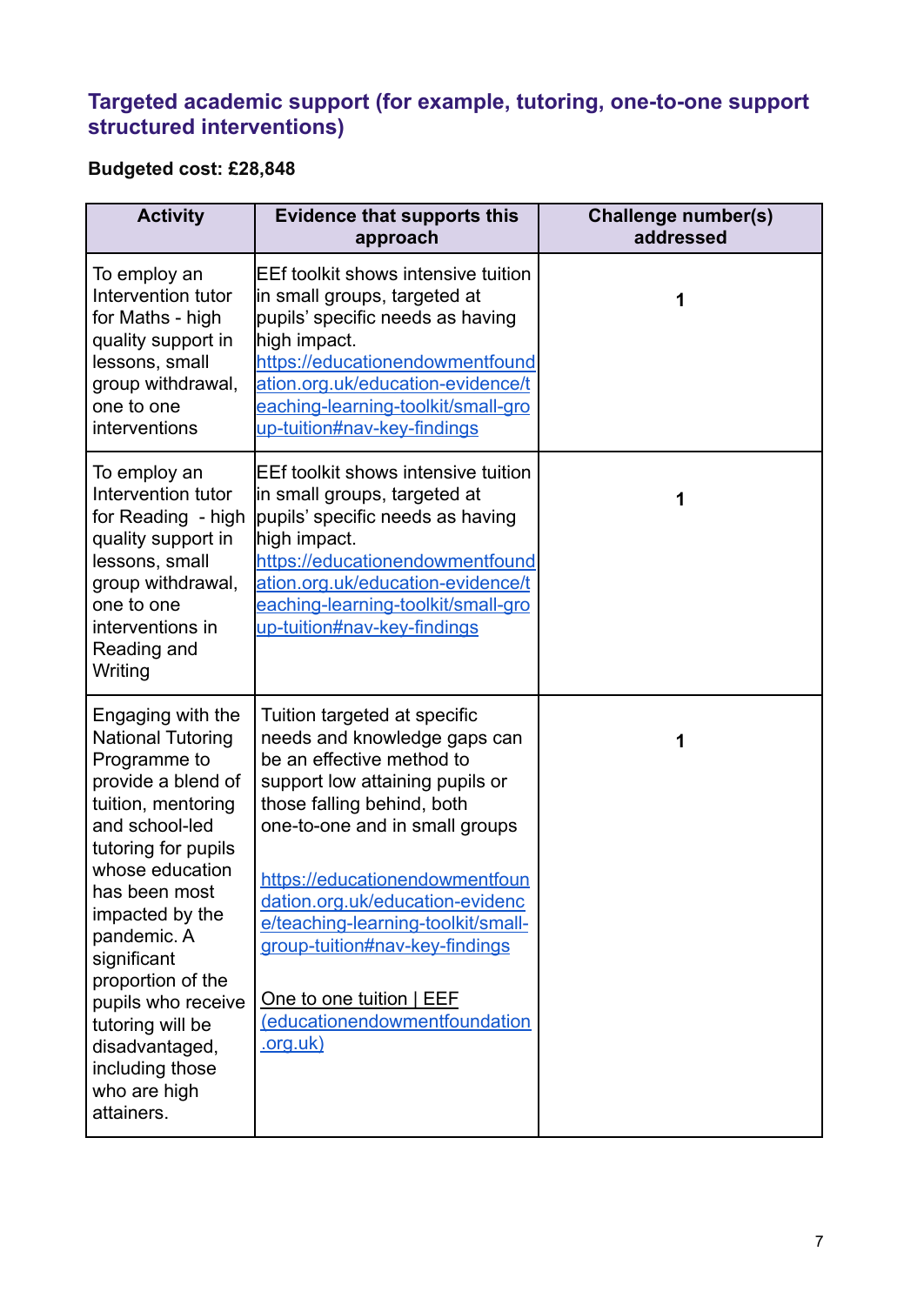### Targeted academic support (for example, tutoring, one-to-one support structured interventions)

**Budgeted cost: £28,848**

| Activity | Evidence that supports this approach | Challenge number(s) addressed |
|---|---|---|
| To employ an Intervention tutor for Maths - high quality support in lessons, small group withdrawal, one to one interventions | EEf toolkit shows intensive tuition in small groups, targeted at pupils' specific needs as having high impact. https://educationendowmentfoundation.org.uk/education-evidence/teaching-learning-toolkit/small-group-tuition#nav-key-findings | **1** |
| To employ an Intervention tutor for Reading - high quality support in lessons, small group withdrawal, one to one interventions in Reading and Writing | EEf toolkit shows intensive tuition in small groups, targeted at pupils' specific needs as having high impact. https://educationendowmentfoundation.org.uk/education-evidence/teaching-learning-toolkit/small-group-tuition#nav-key-findings | **1** |
| Engaging with the National Tutoring Programme to provide a blend of tuition, mentoring and school-led tutoring for pupils whose education has been most impacted by the pandemic. A significant proportion of the pupils who receive tutoring will be disadvantaged, including those who are high attainers. | Tuition targeted at specific needs and knowledge gaps can be an effective method to support low attaining pupils or those falling behind, both one-to-one and in small groups<br><br>https://educationendowmentfoundation.org.uk/education-evidence/teaching-learning-toolkit/small-group-tuition#nav-key-findings<br><br>One to one tuition \| EEF (educationendowmentfoundation.org.uk) | **1** |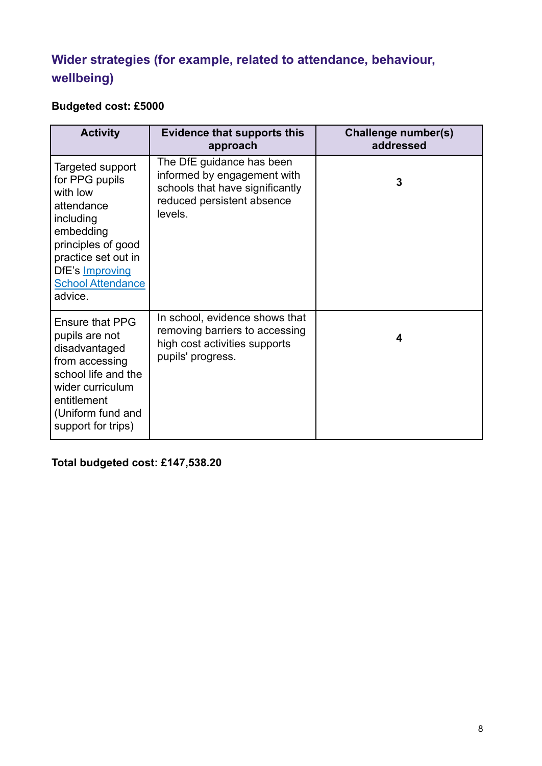## Wider strategies (for example, related to attendance, behaviour, wellbeing)

**Budgeted cost: £5000**

| Activity | Evidence that supports this approach | Challenge number(s) addressed |
|---|---|---|
| Targeted support for PPG pupils with low attendance including embedding principles of good practice set out in DfE's Improving School Attendance advice. | The DfE guidance has been informed by engagement with schools that have significantly reduced persistent absence levels. | **3** |
| Ensure that PPG pupils are not disadvantaged from accessing school life and the wider curriculum entitlement (Uniform fund and support for trips) | In school, evidence shows that removing barriers to accessing high cost activities supports pupils' progress. | **4** |

**Total budgeted cost: £147,538.20**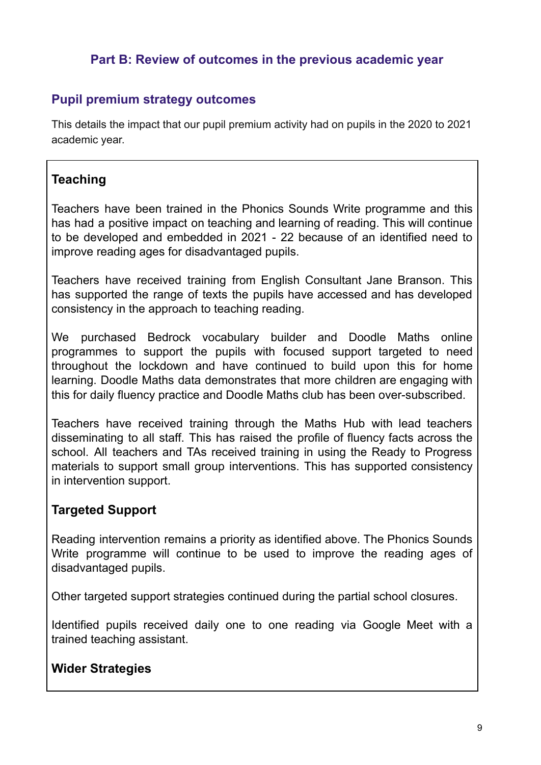## Part B: Review of outcomes in the previous academic year

### Pupil premium strategy outcomes

This details the impact that our pupil premium activity had on pupils in the 2020 to 2021 academic year.

**Teaching**

Teachers have been trained in the Phonics Sounds Write programme and this has had a positive impact on teaching and learning of reading. This will continue to be developed and embedded in 2021 - 22 because of an identified need to improve reading ages for disadvantaged pupils.

Teachers have received training from English Consultant Jane Branson. This has supported the range of texts the pupils have accessed and has developed consistency in the approach to teaching reading.

We purchased Bedrock vocabulary builder and Doodle Maths online programmes to support the pupils with focused support targeted to need throughout the lockdown and have continued to build upon this for home learning. Doodle Maths data demonstrates that more children are engaging with this for daily fluency practice and Doodle Maths club has been over-subscribed.

Teachers have received training through the Maths Hub with lead teachers disseminating to all staff. This has raised the profile of fluency facts across the school. All teachers and TAs received training in using the Ready to Progress materials to support small group interventions. This has supported consistency in intervention support.

**Targeted Support**

Reading intervention remains a priority as identified above. The Phonics Sounds Write programme will continue to be used to improve the reading ages of disadvantaged pupils.

Other targeted support strategies continued during the partial school closures.

Identified pupils received daily one to one reading via Google Meet with a trained teaching assistant.

**Wider Strategies**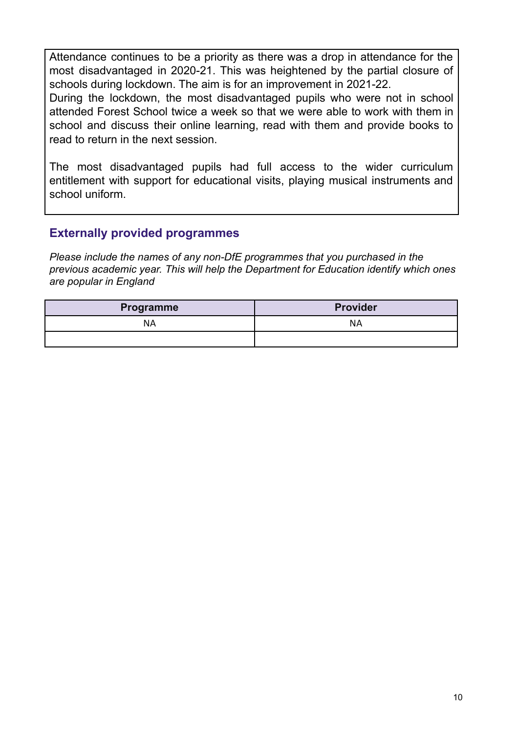Attendance continues to be a priority as there was a drop in attendance for the most disadvantaged in 2020-21. This was heightened by the partial closure of schools during lockdown. The aim is for an improvement in 2021-22.
During the lockdown, the most disadvantaged pupils who were not in school attended Forest School twice a week so that we were able to work with them in school and discuss their online learning, read with them and provide books to read to return in the next session.

The most disadvantaged pupils had full access to the wider curriculum entitlement with support for educational visits, playing musical instruments and school uniform.

## Externally provided programmes

*Please include the names of any non-DfE programmes that you purchased in the previous academic year. This will help the Department for Education identify which ones are popular in England*

| Programme | Provider |
|---|---|
| NA | NA |
| | |